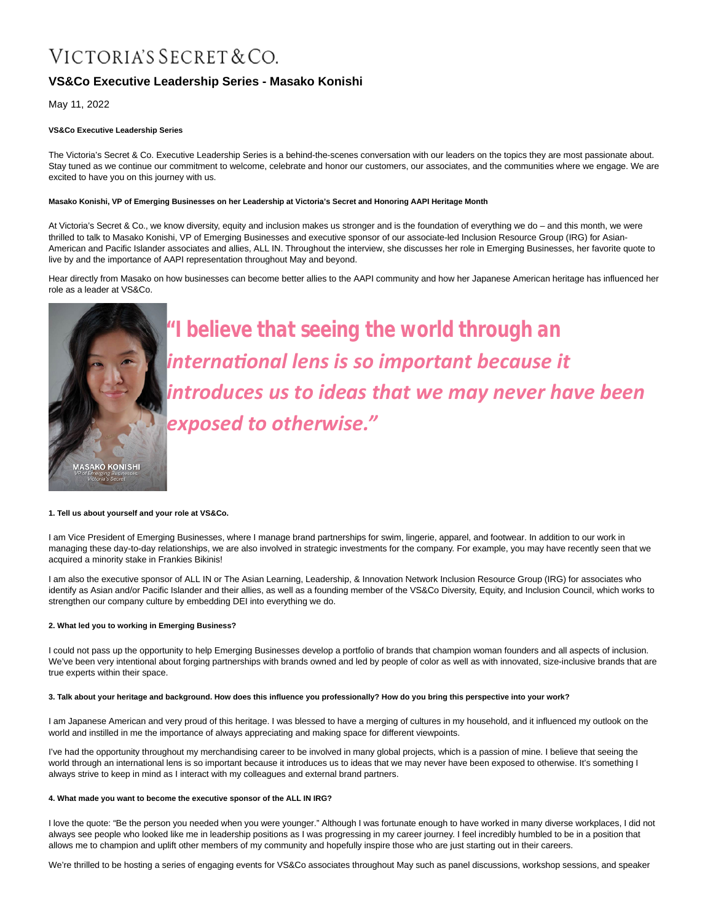# VICTORIA'S SECRET & CO.

## VS&Co Executive Leadership Series - Masako Konishi

May 11, 2022

**VS&Co Executive Leadership Series**

The Victoria's Secret & Co. Executive Leadership Series is a behind-the-scenes conversation with our leaders on the topics they are most passionate about. Stay tuned as we continue our commitment to welcome, celebrate and honor our customers, our associates, and the communities where we engage. We are excited to have you on this journey with us.

**Masako Konishi, VP of Emerging Businesses on her Leadership at Victoria's Secret and Honoring AAPI Heritage Month**

At Victoria's Secret & Co., we know diversity, equity and inclusion makes us stronger and is the foundation of everything we do – and this month, we were thrilled to talk to Masako Konishi, VP of Emerging Businesses and executive sponsor of our associate-led Inclusion Resource Group (IRG) for Asian-American and Pacific Islander associates and allies, ALL IN. Throughout the interview, she discusses her role in Emerging Businesses, her favorite quote to live by and the importance of AAPI representation throughout May and beyond.

Hear directly from Masako on how businesses can become better allies to the AAPI community and how her Japanese American heritage has influenced her role as a leader at VS&Co.

MASAKO KONISHI
*VP of Emerging Businesses*
*Victoria's Secret*

***"I believe that seeing the world through an international lens is so important because it introduces us to ideas that we may never have been exposed to otherwise."***

**1. Tell us about yourself and your role at VS&Co.**

I am Vice President of Emerging Businesses, where I manage brand partnerships for swim, lingerie, apparel, and footwear. In addition to our work in managing these day-to-day relationships, we are also involved in strategic investments for the company. For example, you may have recently seen that we acquired a minority stake in Frankies Bikinis!

I am also the executive sponsor of ALL IN or The Asian Learning, Leadership, & Innovation Network Inclusion Resource Group (IRG) for associates who identify as Asian and/or Pacific Islander and their allies, as well as a founding member of the VS&Co Diversity, Equity, and Inclusion Council, which works to strengthen our company culture by embedding DEI into everything we do.

**2. What led you to working in Emerging Business?**

I could not pass up the opportunity to help Emerging Businesses develop a portfolio of brands that champion woman founders and all aspects of inclusion. We've been very intentional about forging partnerships with brands owned and led by people of color as well as with innovated, size-inclusive brands that are true experts within their space.

**3. Talk about your heritage and background. How does this influence you professionally? How do you bring this perspective into your work?**

I am Japanese American and very proud of this heritage. I was blessed to have a merging of cultures in my household, and it influenced my outlook on the world and instilled in me the importance of always appreciating and making space for different viewpoints.

I've had the opportunity throughout my merchandising career to be involved in many global projects, which is a passion of mine. I believe that seeing the world through an international lens is so important because it introduces us to ideas that we may never have been exposed to otherwise. It's something I always strive to keep in mind as I interact with my colleagues and external brand partners.

**4. What made you want to become the executive sponsor of the ALL IN IRG?**

I love the quote: "Be the person you needed when you were younger." Although I was fortunate enough to have worked in many diverse workplaces, I did not always see people who looked like me in leadership positions as I was progressing in my career journey. I feel incredibly humbled to be in a position that allows me to champion and uplift other members of my community and hopefully inspire those who are just starting out in their careers.

We're thrilled to be hosting a series of engaging events for VS&Co associates throughout May such as panel discussions, workshop sessions, and speaker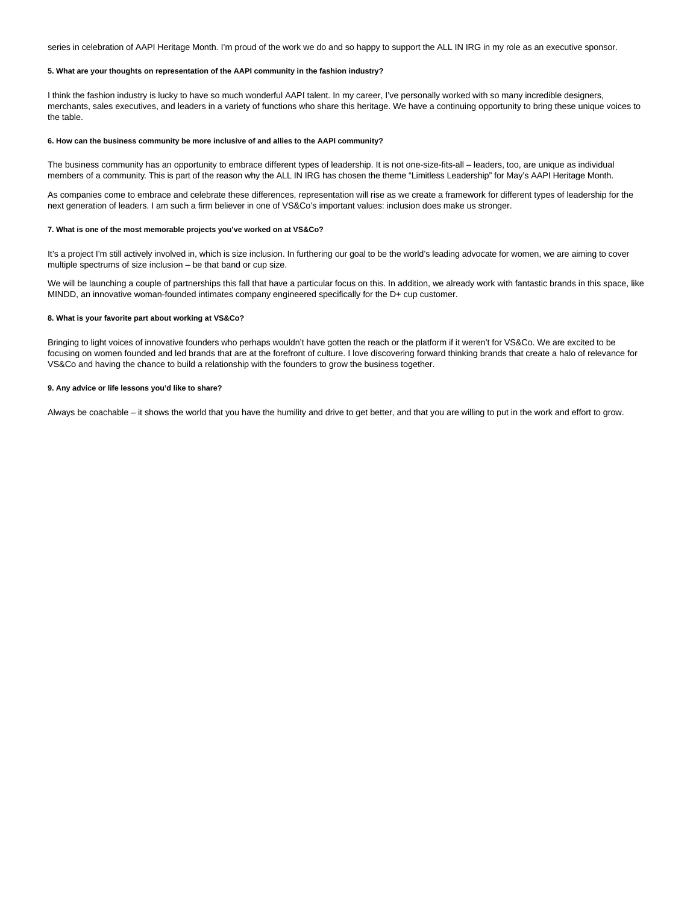series in celebration of AAPI Heritage Month. I'm proud of the work we do and so happy to support the ALL IN IRG in my role as an executive sponsor.

#### 5. What are your thoughts on representation of the AAPI community in the fashion industry?

I think the fashion industry is lucky to have so much wonderful AAPI talent. In my career, I've personally worked with so many incredible designers, merchants, sales executives, and leaders in a variety of functions who share this heritage. We have a continuing opportunity to bring these unique voices to the table.

#### 6. How can the business community be more inclusive of and allies to the AAPI community?

The business community has an opportunity to embrace different types of leadership. It is not one-size-fits-all – leaders, too, are unique as individual members of a community. This is part of the reason why the ALL IN IRG has chosen the theme "Limitless Leadership" for May's AAPI Heritage Month.

As companies come to embrace and celebrate these differences, representation will rise as we create a framework for different types of leadership for the next generation of leaders. I am such a firm believer in one of VS&Co's important values: inclusion does make us stronger.

#### 7. What is one of the most memorable projects you've worked on at VS&Co?

It's a project I'm still actively involved in, which is size inclusion. In furthering our goal to be the world's leading advocate for women, we are aiming to cover multiple spectrums of size inclusion – be that band or cup size.

We will be launching a couple of partnerships this fall that have a particular focus on this. In addition, we already work with fantastic brands in this space, like MINDD, an innovative woman-founded intimates company engineered specifically for the D+ cup customer.

#### 8. What is your favorite part about working at VS&Co?

Bringing to light voices of innovative founders who perhaps wouldn't have gotten the reach or the platform if it weren't for VS&Co. We are excited to be focusing on women founded and led brands that are at the forefront of culture. I love discovering forward thinking brands that create a halo of relevance for VS&Co and having the chance to build a relationship with the founders to grow the business together.

#### 9. Any advice or life lessons you'd like to share?

Always be coachable – it shows the world that you have the humility and drive to get better, and that you are willing to put in the work and effort to grow.